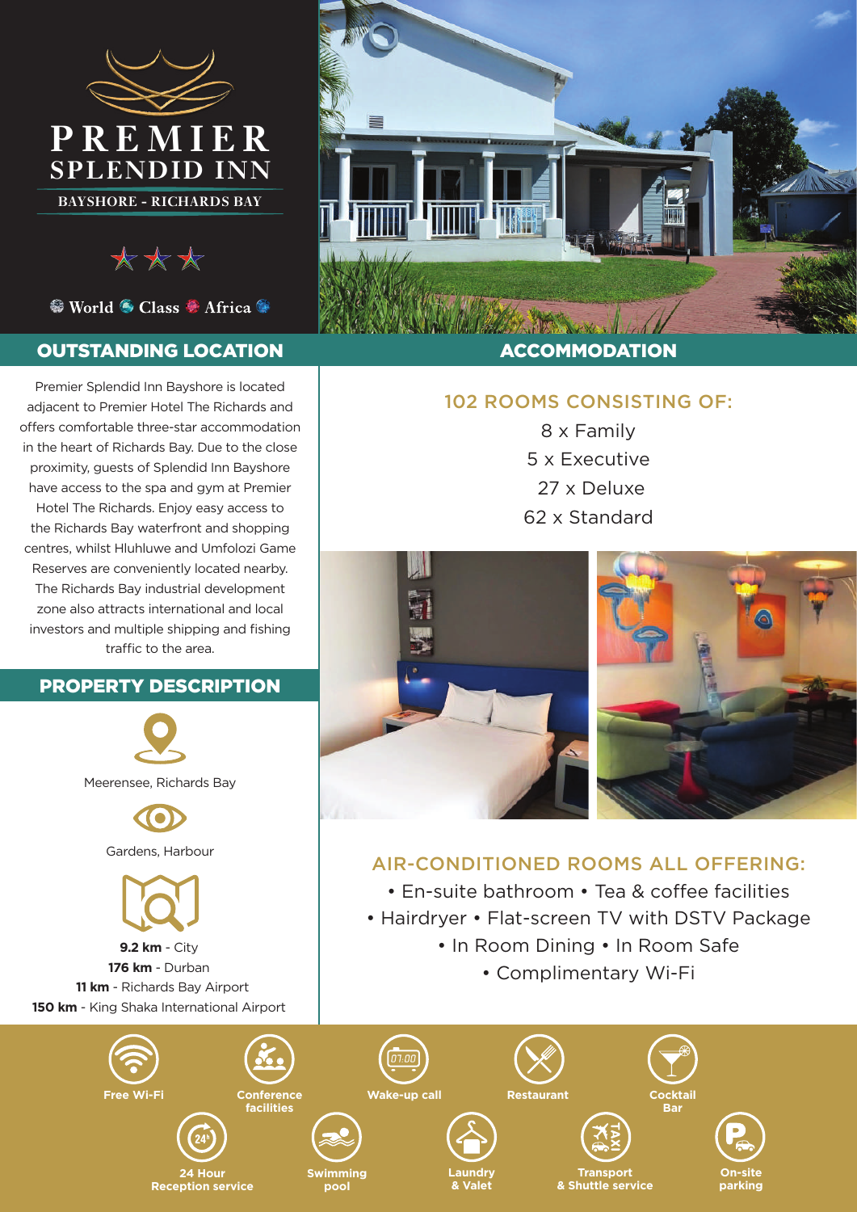# PREMIER SPLENDID INN

BAYSHORE - RICHARDS BAY

World Class Africa

## OUTSTANDING LOCATION

Premier Splendid Inn Bayshore is located adjacent to Premier Hotel The Richards and offers comfortable three-star accommodation in the heart of Richards Bay. Due to the close proximity, guests of Splendid Inn Bayshore have access to the spa and gym at Premier Hotel The Richards. Enjoy easy access to the Richards Bay waterfront and shopping centres, whilst Hluhluwe and Umfolozi Game Reserves are conveniently located nearby. The Richards Bay industrial development zone also attracts international and local investors and multiple shipping and fishing traffic to the area.

## PROPERTY DESCRIPTION

Meerensee, Richards Bay

Gardens, Harbour

**9.2 km** - City
**176 km** - Durban
**11 km** - Richards Bay Airport
**150 km** - King Shaka International Airport

## ACCOMMODATION

### 102 ROOMS CONSISTING OF:

8 x Family
5 x Executive
27 x Deluxe
62 x Standard

### AIR-CONDITIONED ROOMS ALL OFFERING:

- En-suite bathroom
- Tea & coffee facilities
- Hairdryer
- Flat-screen TV with DSTV Package
- In Room Dining
- In Room Safe
- Complimentary Wi-Fi

Free Wi-Fi | Conference facilities | Wake-up call | Restaurant | Cocktail Bar | 24 Hour Reception service | Swimming pool | Laundry & Valet | Transport & Shuttle service | On-site parking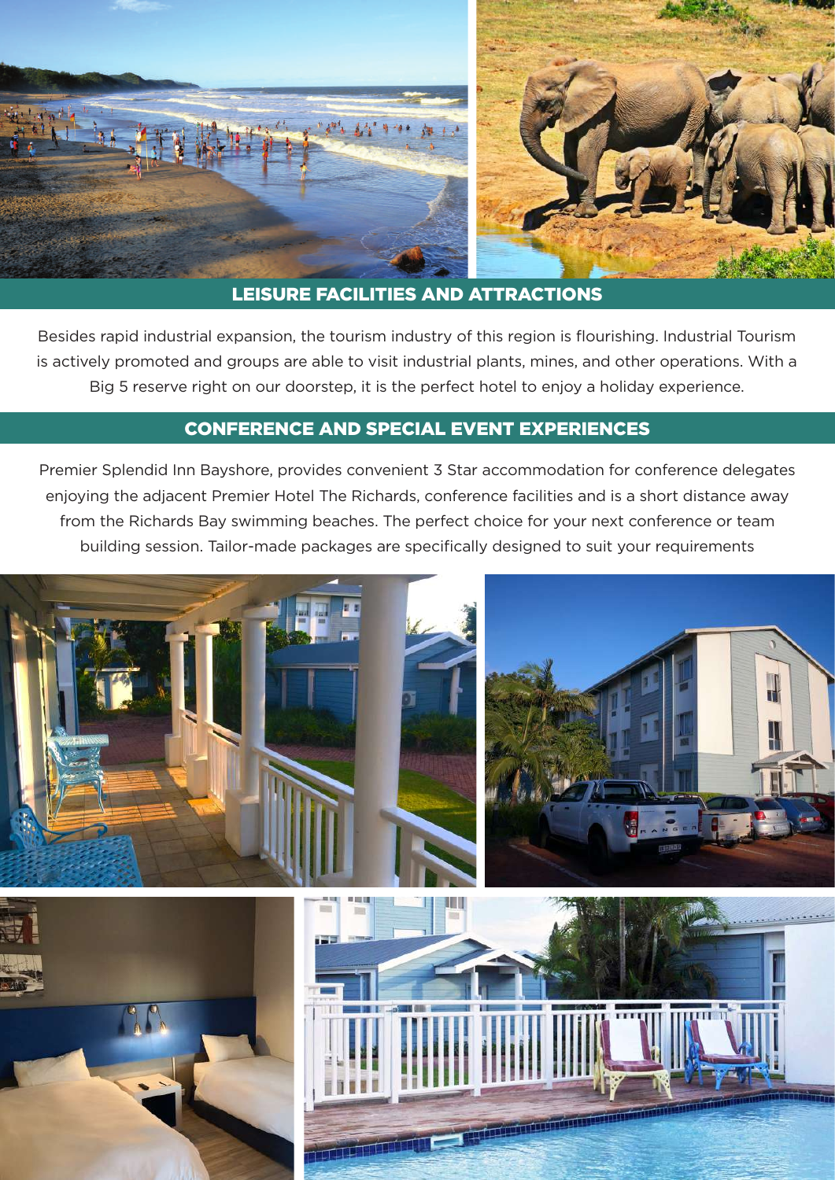## LEISURE FACILITIES AND ATTRACTIONS

Besides rapid industrial expansion, the tourism industry of this region is flourishing. Industrial Tourism is actively promoted and groups are able to visit industrial plants, mines, and other operations. With a Big 5 reserve right on our doorstep, it is the perfect hotel to enjoy a holiday experience.

## CONFERENCE AND SPECIAL EVENT EXPERIENCES

Premier Splendid Inn Bayshore, provides convenient 3 Star accommodation for conference delegates enjoying the adjacent Premier Hotel The Richards, conference facilities and is a short distance away from the Richards Bay swimming beaches. The perfect choice for your next conference or team building session. Tailor-made packages are specifically designed to suit your requirements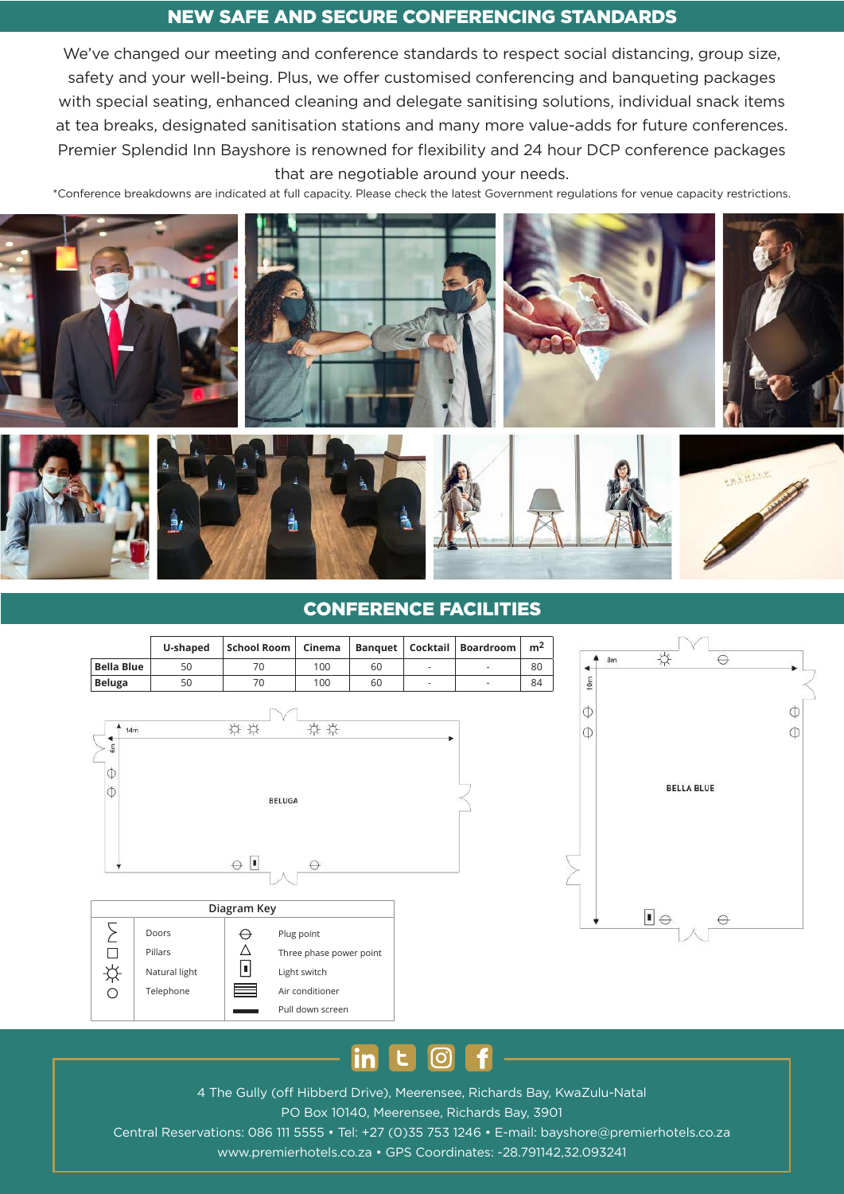## NEW SAFE AND SECURE CONFERENCING STANDARDS

We've changed our meeting and conference standards to respect social distancing, group size, safety and your well-being. Plus, we offer customised conferencing and banqueting packages with special seating, enhanced cleaning and delegate sanitising solutions, individual snack items at tea breaks, designated sanitisation stations and many more value-adds for future conferences. Premier Splendid Inn Bayshore is renowned for flexibility and 24 hour DCP conference packages that are negotiable around your needs.

*Conference breakdowns are indicated at full capacity. Please check the latest Government regulations for venue capacity restrictions.

## CONFERENCE FACILITIES

| | U-shaped | School Room | Cinema | Banquet | Cocktail | Boardroom | $m^2$ |
|---|---|---|---|---|---|---|---|
| **Bella Blue** | 50 | 70 | 100 | 60 | - | - | 80 |
| **Beluga** | 50 | 70 | 100 | 60 | - | - | 84 |

BELUGA

14m

6m

BELLA BLUE

8m

10m

**Diagram Key**

| | | | |
|---|---|---|---|
| | Doors | | Plug point |
| | Pillars | | Three phase power point |
| | Natural light | | Light switch |
| | Telephone | | Air conditioner |
| | | | Pull down screen |

4 The Gully (off Hibberd Drive), Meerensee, Richards Bay, KwaZulu-Natal
PO Box 10140, Meerensee, Richards Bay, 3901
Central Reservations: 086 111 5555 • Tel: +27 (0)35 753 1246 • E-mail: bayshore@premierhotels.co.za
www.premierhotels.co.za • GPS Coordinates: -28.791142,32.093241